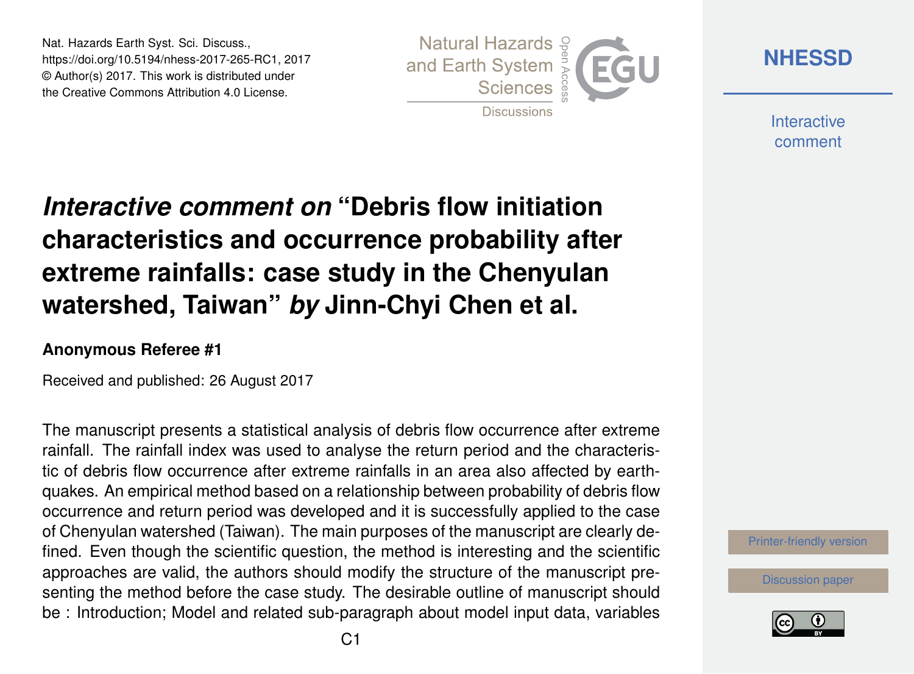# *Interactive comment on* “Debris flow initiation characteristics and occurrence probability after extreme rainfalls: case study in the Chenyulan watershed, Taiwan” *by* Jinn-Chyi Chen et al.

**Anonymous Referee #1**

Received and published: 26 August 2017

The manuscript presents a statistical analysis of debris flow occurrence after extreme rainfall. The rainfall index was used to analyse the return period and the characteristic of debris flow occurrence after extreme rainfalls in an area also affected by earthquakes. An empirical method based on a relationship between probability of debris flow occurrence and return period was developed and it is successfully applied to the case of Chenyulan watershed (Taiwan). The main purposes of the manuscript are clearly defined. Even though the scientific question, the method is interesting and the scientific approaches are valid, the authors should modify the structure of the manuscript presenting the method before the case study. The desirable outline of manuscript should be : Introduction; Model and related sub-paragraph about model input data, variables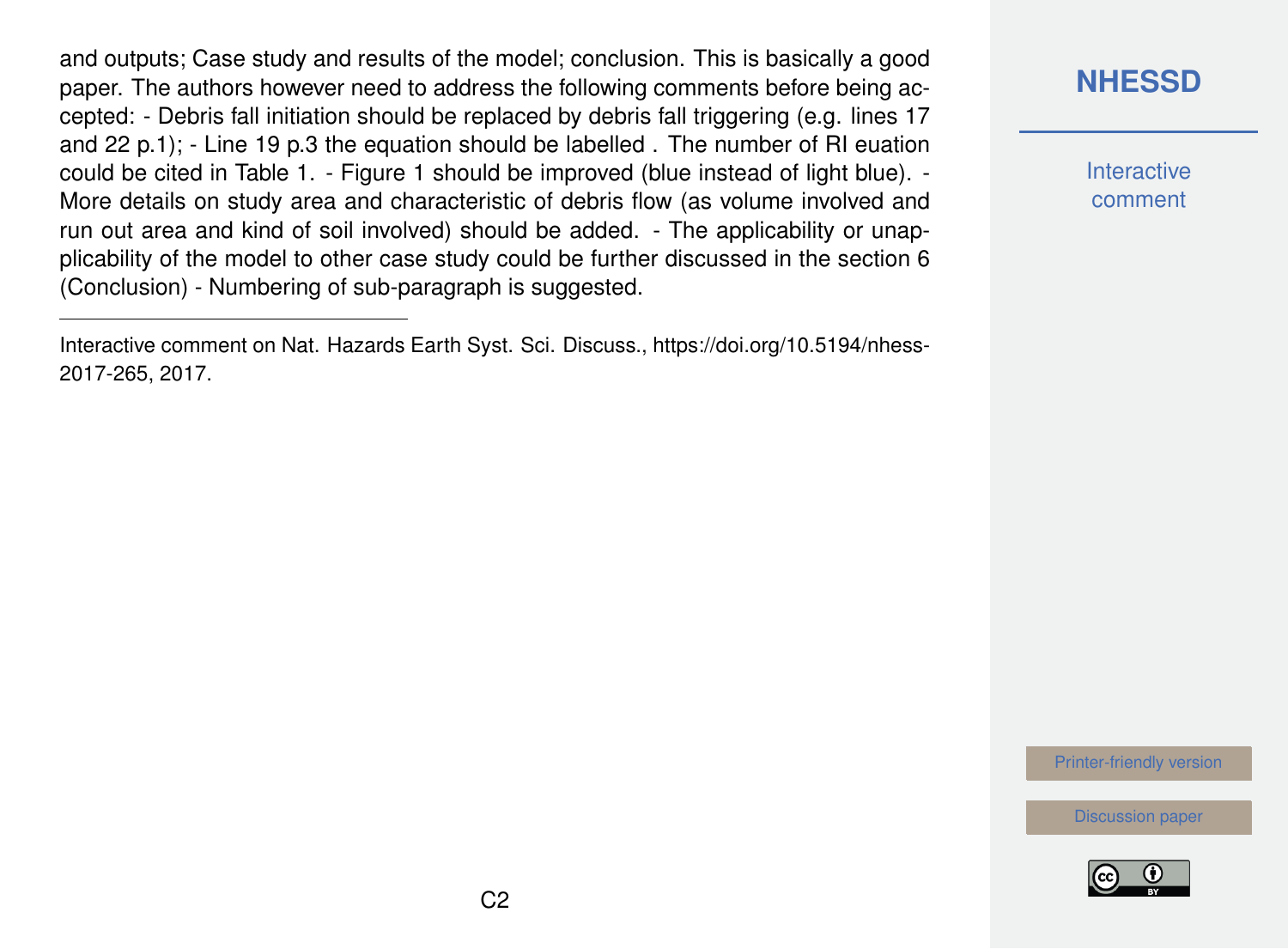and outputs; Case study and results of the model; conclusion. This is basically a good paper. The authors however need to address the following comments before being accepted: - Debris fall initiation should be replaced by debris fall triggering (e.g. lines 17 and 22 p.1); - Line 19 p.3 the equation should be labelled . The number of RI euation could be cited in Table 1. - Figure 1 should be improved (blue instead of light blue). - More details on study area and characteristic of debris flow (as volume involved and run out area and kind of soil involved) should be added. - The applicability or unapplicability of the model to other case study could be further discussed in the section 6 (Conclusion) - Numbering of sub-paragraph is suggested.

---

Interactive comment on Nat. Hazards Earth Syst. Sci. Discuss., https://doi.org/10.5194/nhess-2017-265, 2017.